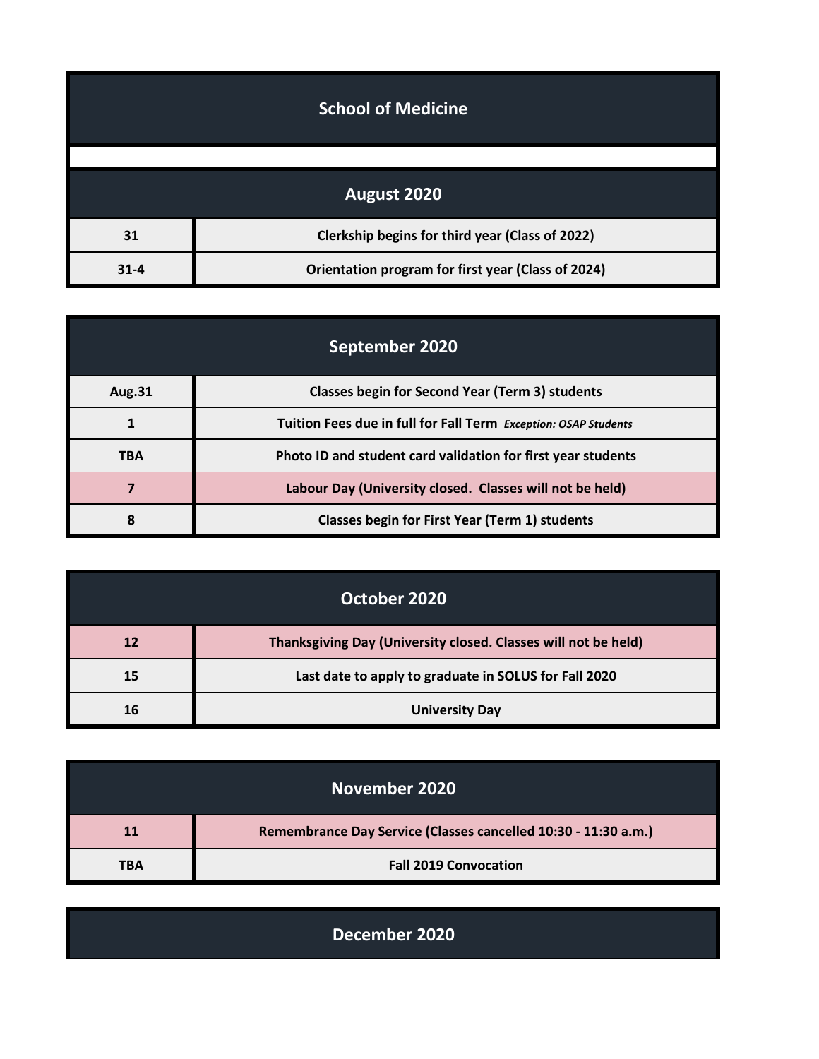# School of Medicine

## August 2020

| Date | Event |
|---|---|
| 31 | Clerkship begins for third year (Class of 2022) |
| 31-4 | Orientation program for first year (Class of 2024) |

## September 2020

| Date | Event |
|---|---|
| Aug.31 | Classes begin for Second Year (Term 3) students |
| 1 | Tuition Fees due in full for Fall Term *Exception: OSAP Students* |
| TBA | Photo ID and student card validation for first year students |
| 7 | Labour Day (University closed. Classes will not be held) |
| 8 | Classes begin for First Year (Term 1) students |

## October 2020

| Date | Event |
|---|---|
| 12 | Thanksgiving Day (University closed. Classes will not be held) |
| 15 | Last date to apply to graduate in SOLUS for Fall 2020 |
| 16 | University Day |

## November 2020

| Date | Event |
|---|---|
| 11 | Remembrance Day Service (Classes cancelled 10:30 - 11:30 a.m.) |
| TBA | Fall 2019 Convocation |

## December 2020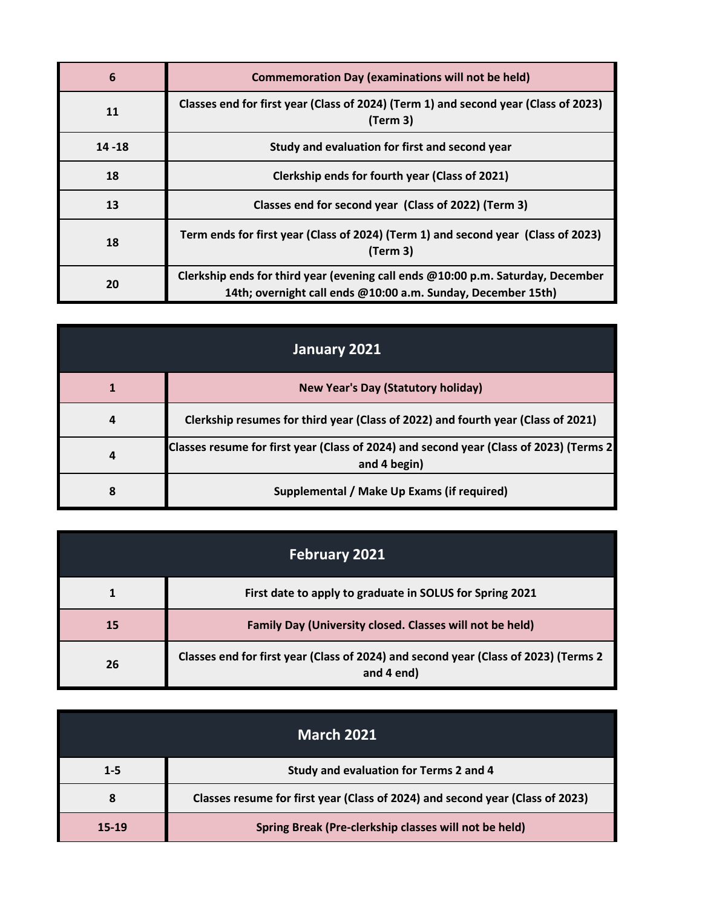| | |
|---|---|
| 6 | Commemoration Day (examinations will not be held) |
| 11 | Classes end for first year (Class of 2024) (Term 1) and second year (Class of 2023) (Term 3) |
| 14 -18 | Study and evaluation for first and second year |
| 18 | Clerkship ends for fourth year (Class of 2021) |
| 13 | Classes end for second year (Class of 2022) (Term 3) |
| 18 | Term ends for first year (Class of 2024) (Term 1) and second year (Class of 2023) (Term 3) |
| 20 | Clerkship ends for third year (evening call ends @10:00 p.m. Saturday, December 14th; overnight call ends @10:00 a.m. Sunday, December 15th) |

| January 2021 | |
|---|---|
| 1 | New Year's Day (Statutory holiday) |
| 4 | Clerkship resumes for third year (Class of 2022) and fourth year (Class of 2021) |
| 4 | Classes resume for first year (Class of 2024) and second year (Class of 2023) (Terms 2 and 4 begin) |
| 8 | Supplemental / Make Up Exams (if required) |

| February 2021 | |
|---|---|
| 1 | First date to apply to graduate in SOLUS for Spring 2021 |
| 15 | Family Day (University closed. Classes will not be held) |
| 26 | Classes end for first year (Class of 2024) and second year (Class of 2023) (Terms 2 and 4 end) |

| March 2021 | |
|---|---|
| 1-5 | Study and evaluation for Terms 2 and 4 |
| 8 | Classes resume for first year (Class of 2024) and second year (Class of 2023) |
| 15-19 | Spring Break (Pre-clerkship classes will not be held) |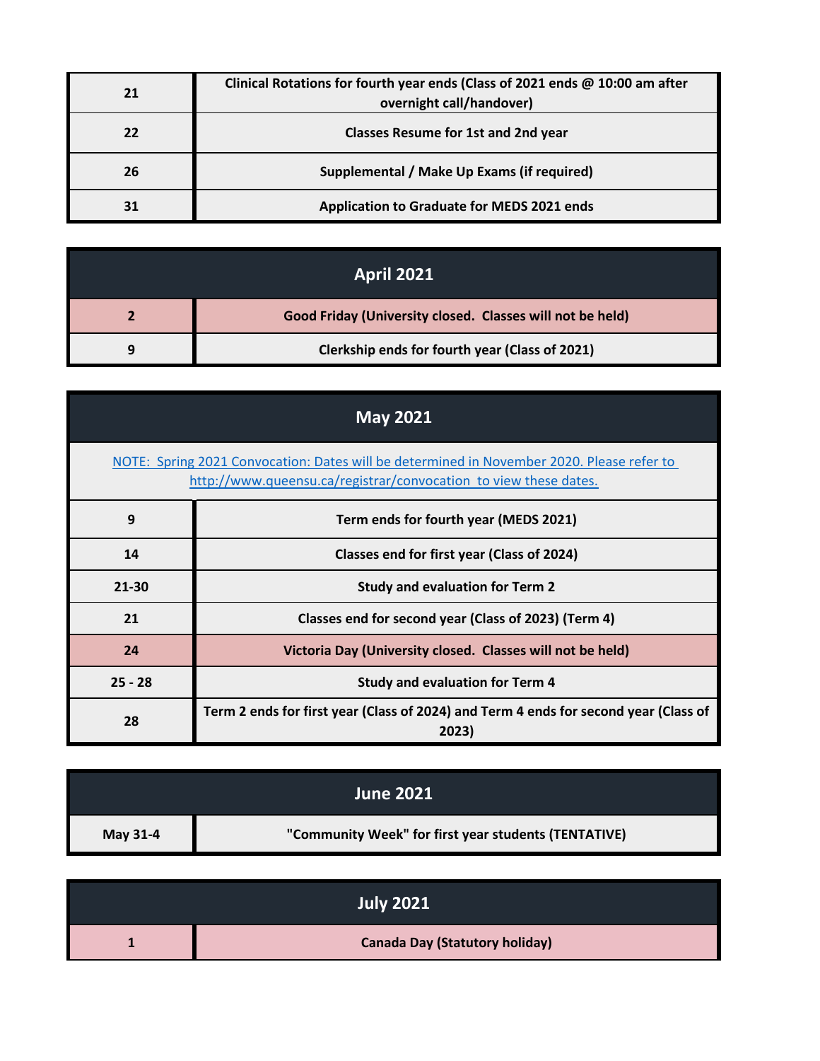| | |
|---|---|
| 21 | Clinical Rotations for fourth year ends (Class of 2021 ends @ 10:00 am after overnight call/handover) |
| 22 | Classes Resume for 1st and 2nd year |
| 26 | Supplemental / Make Up Exams (if required) |
| 31 | Application to Graduate for MEDS 2021 ends |

| April 2021 | |
|---|---|
| 2 | Good Friday (University closed.  Classes will not be held) |
| 9 | Clerkship ends for fourth year (Class of 2021) |

| May 2021 | |
|---|---|
| NOTE:  Spring 2021 Convocation: Dates will be determined in November 2020. Please refer to http://www.queensu.ca/registrar/convocation to view these dates. | |
| 9 | Term ends for fourth year (MEDS 2021) |
| 14 | Classes end for first year (Class of 2024) |
| 21-30 | Study and evaluation for Term 2 |
| 21 | Classes end for second year (Class of 2023) (Term 4) |
| 24 | Victoria Day (University closed.  Classes will not be held) |
| 25 - 28 | Study and evaluation for Term 4 |
| 28 | Term 2 ends for first year (Class of 2024) and Term 4 ends for second year (Class of 2023) |

| June 2021 | |
|---|---|
| May 31-4 | "Community Week" for first year students (TENTATIVE) |

| July 2021 | |
|---|---|
| 1 | Canada Day (Statutory holiday) |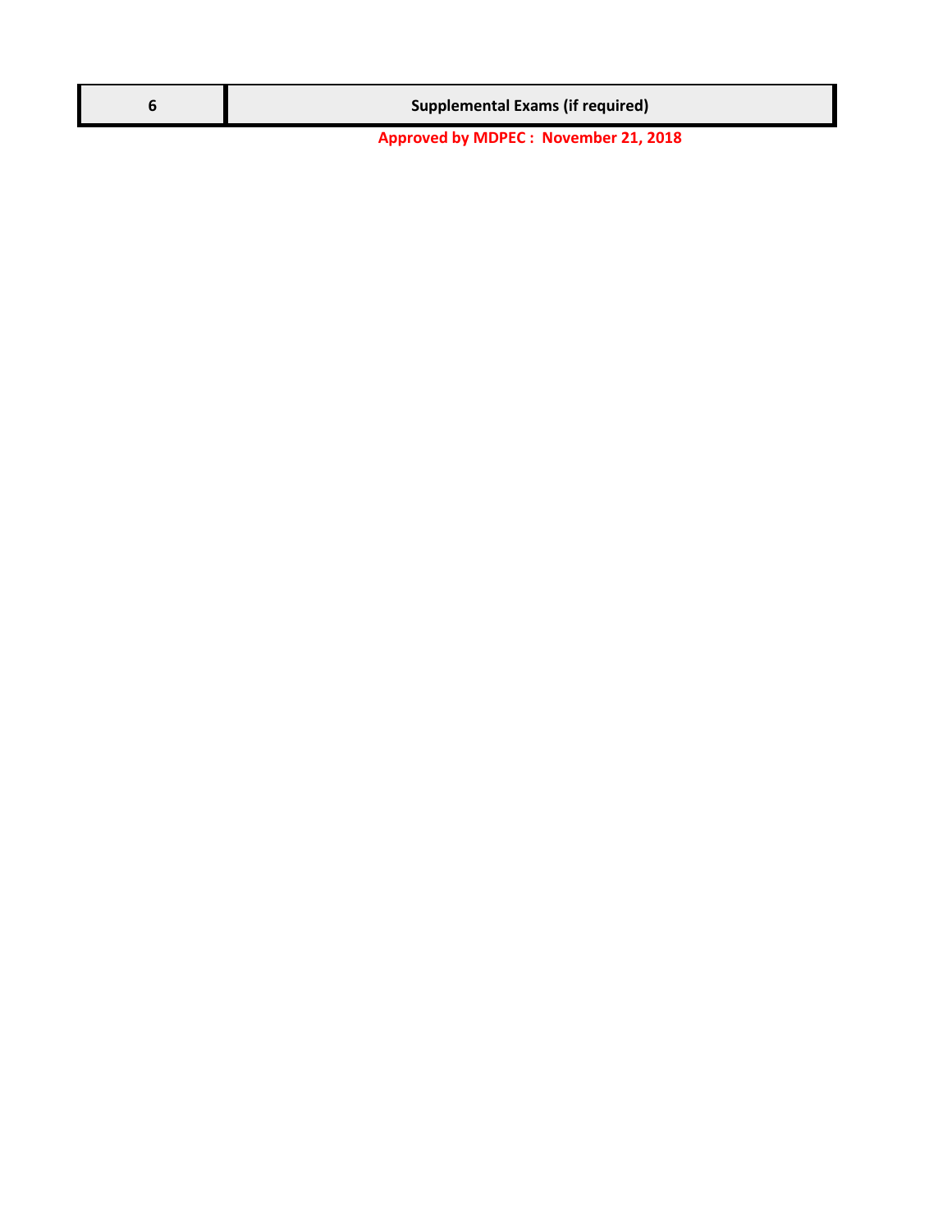| | |
|---|---|
| 6 | Supplemental Exams (if required) |

**Approved by MDPEC : November 21, 2018**